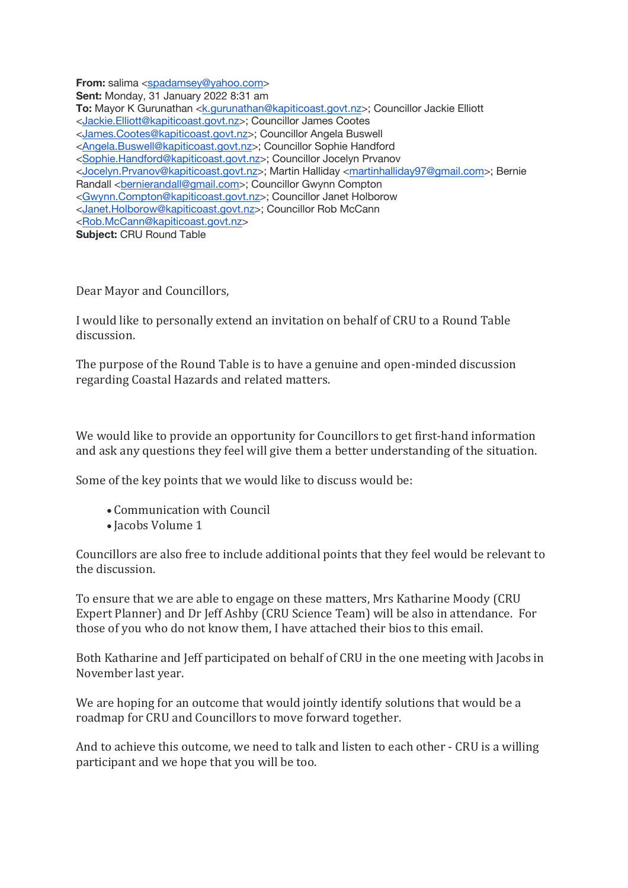**From:** salima <spadamsey@yahoo.com>
**Sent:** Monday, 31 January 2022 8:31 am
**To:** Mayor K Gurunathan <k.gurunathan@kapiticoast.govt.nz>; Councillor Jackie Elliott <Jackie.Elliott@kapiticoast.govt.nz>; Councillor James Cootes <James.Cootes@kapiticoast.govt.nz>; Councillor Angela Buswell <Angela.Buswell@kapiticoast.govt.nz>; Councillor Sophie Handford <Sophie.Handford@kapiticoast.govt.nz>; Councillor Jocelyn Prvanov <Jocelyn.Prvanov@kapiticoast.govt.nz>; Martin Halliday <martinhalliday97@gmail.com>; Bernie Randall <bernierandall@gmail.com>; Councillor Gwynn Compton <Gwynn.Compton@kapiticoast.govt.nz>; Councillor Janet Holborow <Janet.Holborow@kapiticoast.govt.nz>; Councillor Rob McCann <Rob.McCann@kapiticoast.govt.nz>
**Subject:** CRU Round Table

Dear Mayor and Councillors,

I would like to personally extend an invitation on behalf of CRU to a Round Table discussion.

The purpose of the Round Table is to have a genuine and open-minded discussion regarding Coastal Hazards and related matters.

We would like to provide an opportunity for Councillors to get first-hand information and ask any questions they feel will give them a better understanding of the situation.

Some of the key points that we would like to discuss would be:

- Communication with Council
- Jacobs Volume 1

Councillors are also free to include additional points that they feel would be relevant to the discussion.

To ensure that we are able to engage on these matters, Mrs Katharine Moody (CRU Expert Planner) and Dr Jeff Ashby (CRU Science Team) will be also in attendance. For those of you who do not know them, I have attached their bios to this email.

Both Katharine and Jeff participated on behalf of CRU in the one meeting with Jacobs in November last year.

We are hoping for an outcome that would jointly identify solutions that would be a roadmap for CRU and Councillors to move forward together.

And to achieve this outcome, we need to talk and listen to each other - CRU is a willing participant and we hope that you will be too.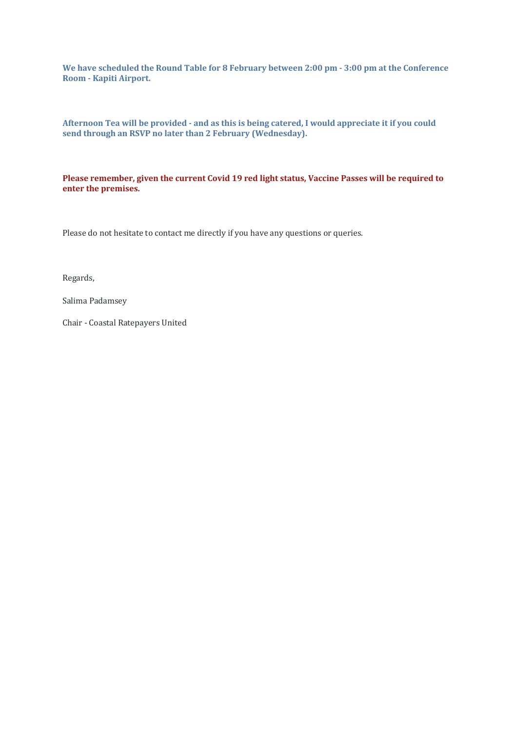**We have scheduled the Round Table for 8 February between 2:00 pm - 3:00 pm at the Conference Room - Kapiti Airport.**

**Afternoon Tea will be provided - and as this is being catered, I would appreciate it if you could send through an RSVP no later than 2 February (Wednesday).**

**Please remember, given the current Covid 19 red light status, Vaccine Passes will be required to enter the premises.**

Please do not hesitate to contact me directly if you have any questions or queries.

Regards,

Salima Padamsey

Chair - Coastal Ratepayers United